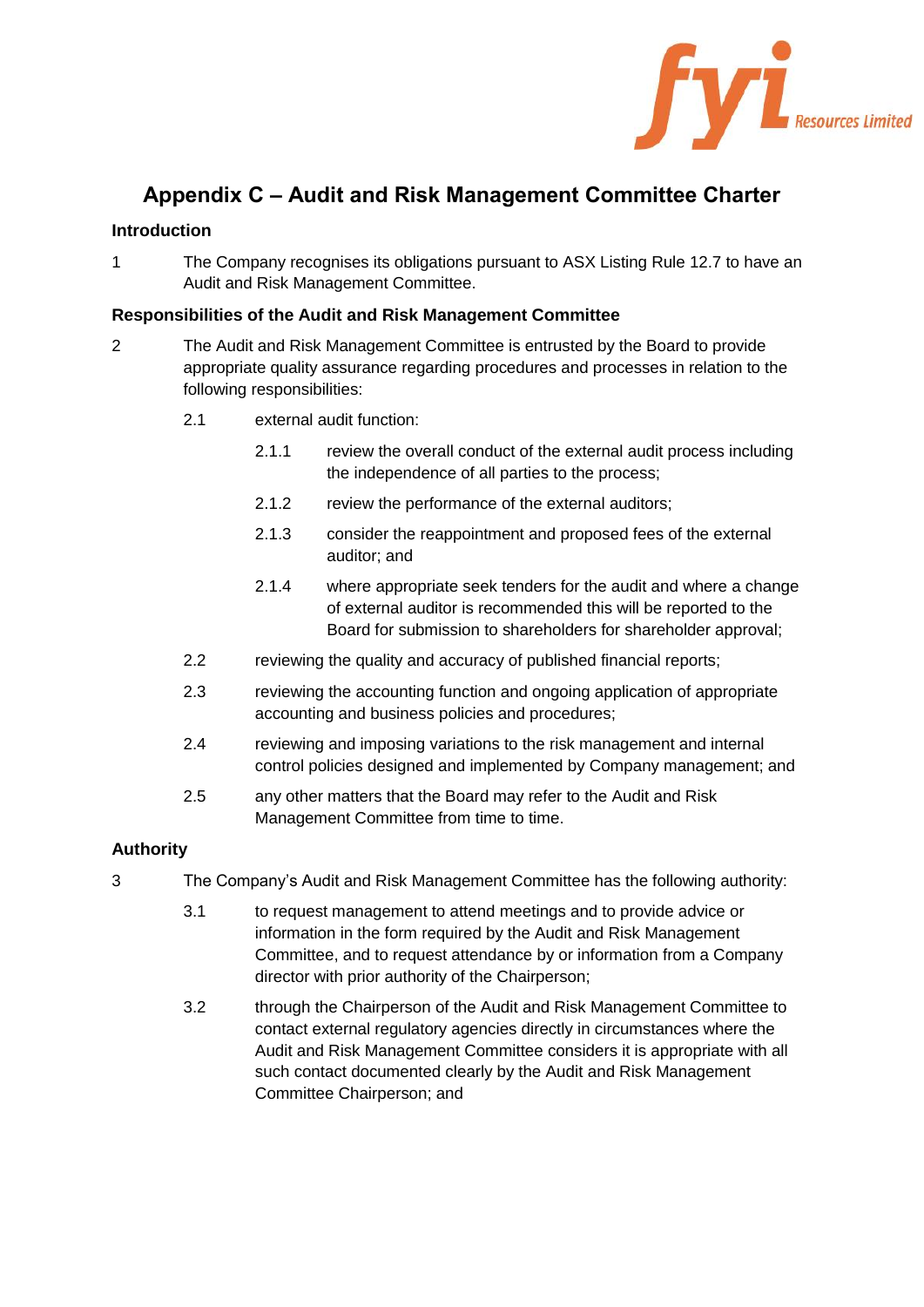# Appendix C – Audit and Risk Management Committee Charter

## Introduction

1 The Company recognises its obligations pursuant to ASX Listing Rule 12.7 to have an Audit and Risk Management Committee.

## Responsibilities of the Audit and Risk Management Committee

2 The Audit and Risk Management Committee is entrusted by the Board to provide appropriate quality assurance regarding procedures and processes in relation to the following responsibilities:

   2.1 external audit function:

      2.1.1 review the overall conduct of the external audit process including the independence of all parties to the process;

      2.1.2 review the performance of the external auditors;

      2.1.3 consider the reappointment and proposed fees of the external auditor; and

      2.1.4 where appropriate seek tenders for the audit and where a change of external auditor is recommended this will be reported to the Board for submission to shareholders for shareholder approval;

   2.2 reviewing the quality and accuracy of published financial reports;

   2.3 reviewing the accounting function and ongoing application of appropriate accounting and business policies and procedures;

   2.4 reviewing and imposing variations to the risk management and internal control policies designed and implemented by Company management; and

   2.5 any other matters that the Board may refer to the Audit and Risk Management Committee from time to time.

## Authority

3 The Company's Audit and Risk Management Committee has the following authority:

   3.1 to request management to attend meetings and to provide advice or information in the form required by the Audit and Risk Management Committee, and to request attendance by or information from a Company director with prior authority of the Chairperson;

   3.2 through the Chairperson of the Audit and Risk Management Committee to contact external regulatory agencies directly in circumstances where the Audit and Risk Management Committee considers it is appropriate with all such contact documented clearly by the Audit and Risk Management Committee Chairperson; and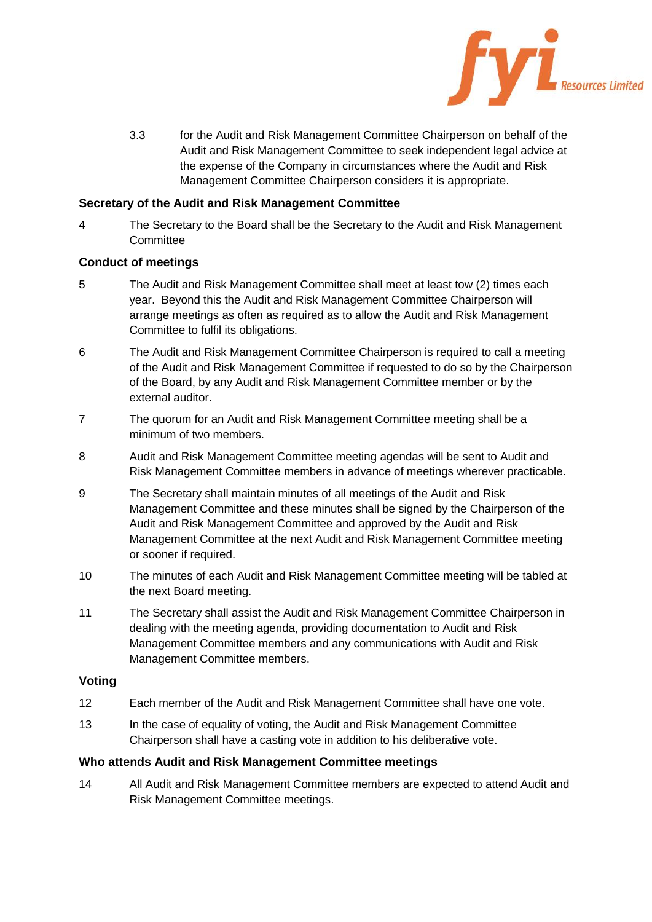3.3 for the Audit and Risk Management Committee Chairperson on behalf of the Audit and Risk Management Committee to seek independent legal advice at the expense of the Company in circumstances where the Audit and Risk Management Committee Chairperson considers it is appropriate.

**Secretary of the Audit and Risk Management Committee**

4 The Secretary to the Board shall be the Secretary to the Audit and Risk Management Committee

**Conduct of meetings**

5 The Audit and Risk Management Committee shall meet at least tow (2) times each year. Beyond this the Audit and Risk Management Committee Chairperson will arrange meetings as often as required as to allow the Audit and Risk Management Committee to fulfil its obligations.

6 The Audit and Risk Management Committee Chairperson is required to call a meeting of the Audit and Risk Management Committee if requested to do so by the Chairperson of the Board, by any Audit and Risk Management Committee member or by the external auditor.

7 The quorum for an Audit and Risk Management Committee meeting shall be a minimum of two members.

8 Audit and Risk Management Committee meeting agendas will be sent to Audit and Risk Management Committee members in advance of meetings wherever practicable.

9 The Secretary shall maintain minutes of all meetings of the Audit and Risk Management Committee and these minutes shall be signed by the Chairperson of the Audit and Risk Management Committee and approved by the Audit and Risk Management Committee at the next Audit and Risk Management Committee meeting or sooner if required.

10 The minutes of each Audit and Risk Management Committee meeting will be tabled at the next Board meeting.

11 The Secretary shall assist the Audit and Risk Management Committee Chairperson in dealing with the meeting agenda, providing documentation to Audit and Risk Management Committee members and any communications with Audit and Risk Management Committee members.

**Voting**

12 Each member of the Audit and Risk Management Committee shall have one vote.

13 In the case of equality of voting, the Audit and Risk Management Committee Chairperson shall have a casting vote in addition to his deliberative vote.

**Who attends Audit and Risk Management Committee meetings**

14 All Audit and Risk Management Committee members are expected to attend Audit and Risk Management Committee meetings.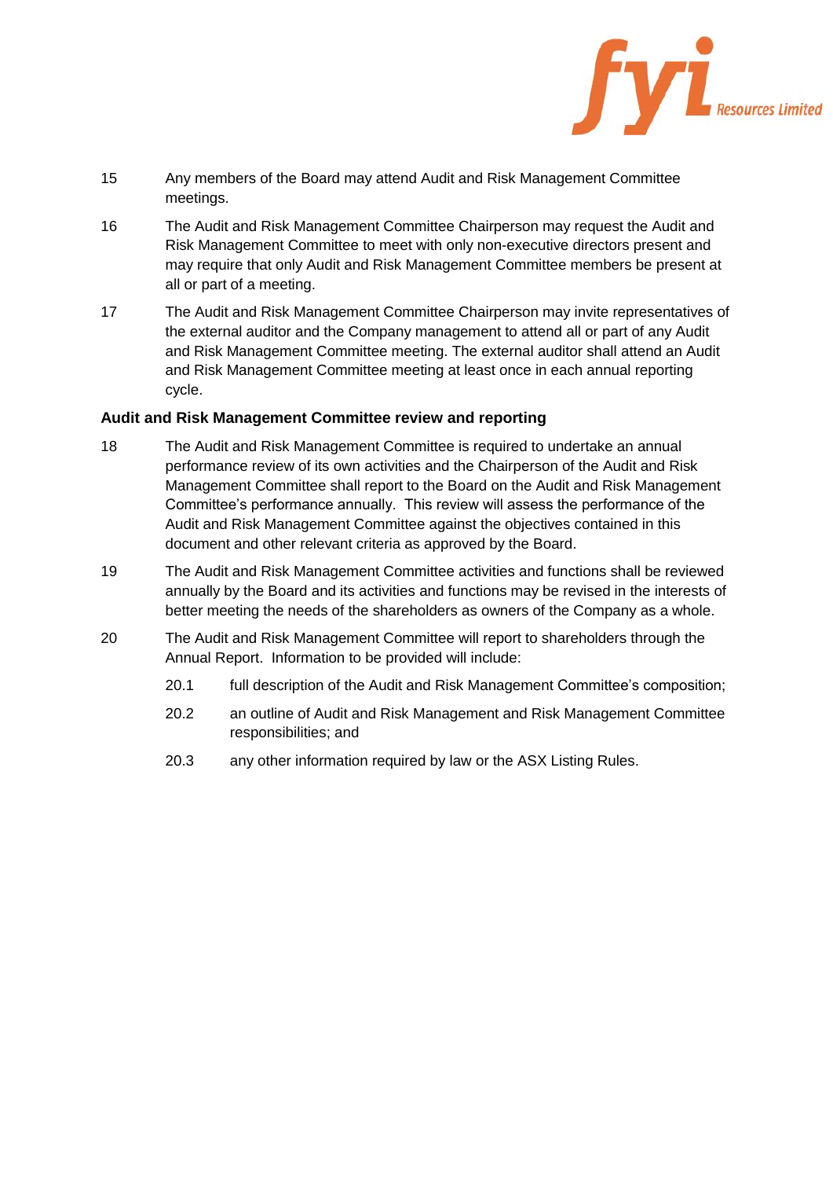15 Any members of the Board may attend Audit and Risk Management Committee meetings.

16 The Audit and Risk Management Committee Chairperson may request the Audit and Risk Management Committee to meet with only non-executive directors present and may require that only Audit and Risk Management Committee members be present at all or part of a meeting.

17 The Audit and Risk Management Committee Chairperson may invite representatives of the external auditor and the Company management to attend all or part of any Audit and Risk Management Committee meeting. The external auditor shall attend an Audit and Risk Management Committee meeting at least once in each annual reporting cycle.

**Audit and Risk Management Committee review and reporting**

18 The Audit and Risk Management Committee is required to undertake an annual performance review of its own activities and the Chairperson of the Audit and Risk Management Committee shall report to the Board on the Audit and Risk Management Committee's performance annually. This review will assess the performance of the Audit and Risk Management Committee against the objectives contained in this document and other relevant criteria as approved by the Board.

19 The Audit and Risk Management Committee activities and functions shall be reviewed annually by the Board and its activities and functions may be revised in the interests of better meeting the needs of the shareholders as owners of the Company as a whole.

20 The Audit and Risk Management Committee will report to shareholders through the Annual Report. Information to be provided will include:

20.1 full description of the Audit and Risk Management Committee's composition;

20.2 an outline of Audit and Risk Management and Risk Management Committee responsibilities; and

20.3 any other information required by law or the ASX Listing Rules.